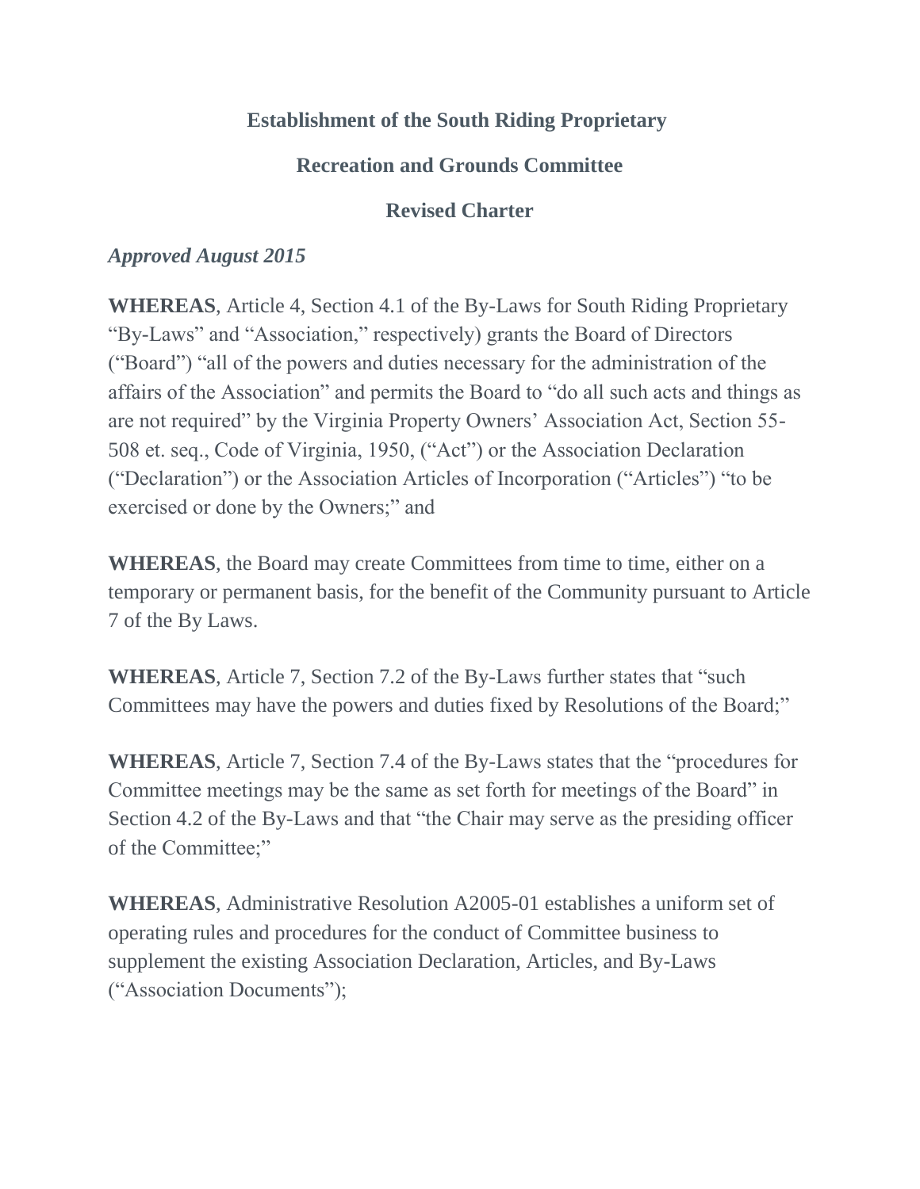**Establishment of the South Riding Proprietary**

**Recreation and Grounds Committee**

**Revised Charter**

***Approved August 2015***

**WHEREAS**, Article 4, Section 4.1 of the By-Laws for South Riding Proprietary "By-Laws" and "Association," respectively) grants the Board of Directors ("Board") "all of the powers and duties necessary for the administration of the affairs of the Association" and permits the Board to "do all such acts and things as are not required" by the Virginia Property Owners' Association Act, Section 55-508 et. seq., Code of Virginia, 1950, ("Act") or the Association Declaration ("Declaration") or the Association Articles of Incorporation ("Articles") "to be exercised or done by the Owners;" and

**WHEREAS**, the Board may create Committees from time to time, either on a temporary or permanent basis, for the benefit of the Community pursuant to Article 7 of the By Laws.

**WHEREAS**, Article 7, Section 7.2 of the By-Laws further states that "such Committees may have the powers and duties fixed by Resolutions of the Board;"

**WHEREAS**, Article 7, Section 7.4 of the By-Laws states that the "procedures for Committee meetings may be the same as set forth for meetings of the Board" in Section 4.2 of the By-Laws and that "the Chair may serve as the presiding officer of the Committee;"

**WHEREAS**, Administrative Resolution A2005-01 establishes a uniform set of operating rules and procedures for the conduct of Committee business to supplement the existing Association Declaration, Articles, and By-Laws ("Association Documents");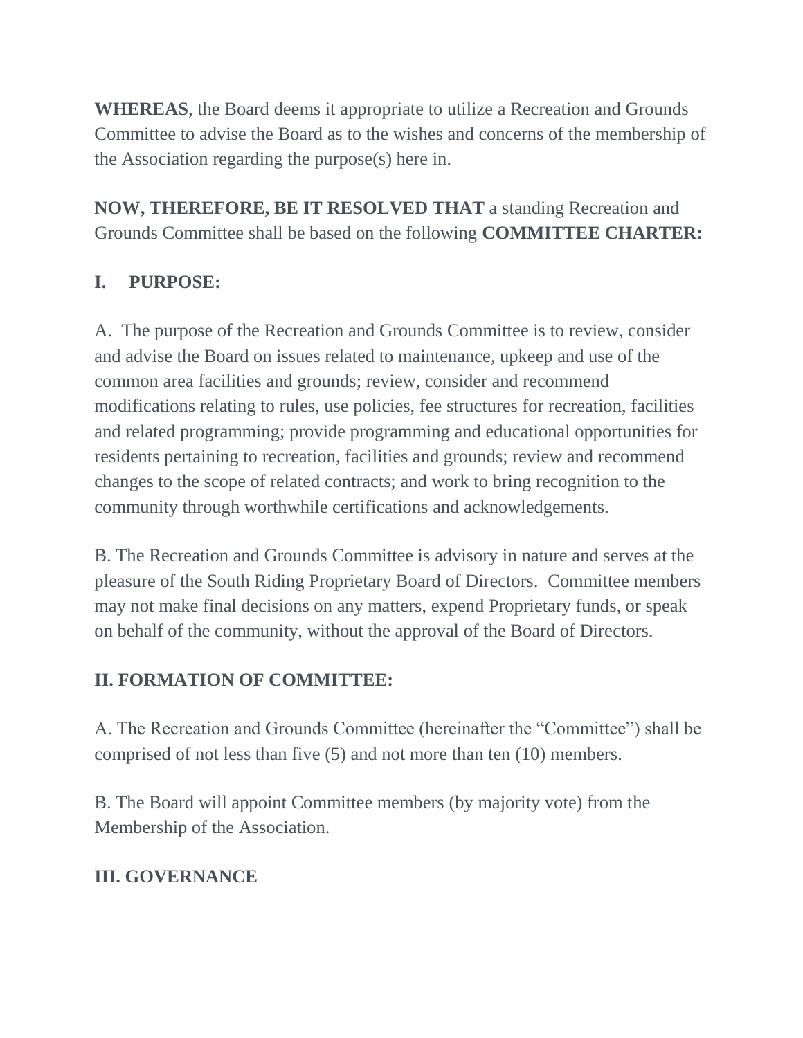**WHEREAS**, the Board deems it appropriate to utilize a Recreation and Grounds Committee to advise the Board as to the wishes and concerns of the membership of the Association regarding the purpose(s) here in.

**NOW, THEREFORE, BE IT RESOLVED THAT** a standing Recreation and Grounds Committee shall be based on the following **COMMITTEE CHARTER:**

## I. PURPOSE:

A. The purpose of the Recreation and Grounds Committee is to review, consider and advise the Board on issues related to maintenance, upkeep and use of the common area facilities and grounds; review, consider and recommend modifications relating to rules, use policies, fee structures for recreation, facilities and related programming; provide programming and educational opportunities for residents pertaining to recreation, facilities and grounds; review and recommend changes to the scope of related contracts; and work to bring recognition to the community through worthwhile certifications and acknowledgements.

B. The Recreation and Grounds Committee is advisory in nature and serves at the pleasure of the South Riding Proprietary Board of Directors. Committee members may not make final decisions on any matters, expend Proprietary funds, or speak on behalf of the community, without the approval of the Board of Directors.

## II. FORMATION OF COMMITTEE:

A. The Recreation and Grounds Committee (hereinafter the "Committee") shall be comprised of not less than five (5) and not more than ten (10) members.

B. The Board will appoint Committee members (by majority vote) from the Membership of the Association.

## III. GOVERNANCE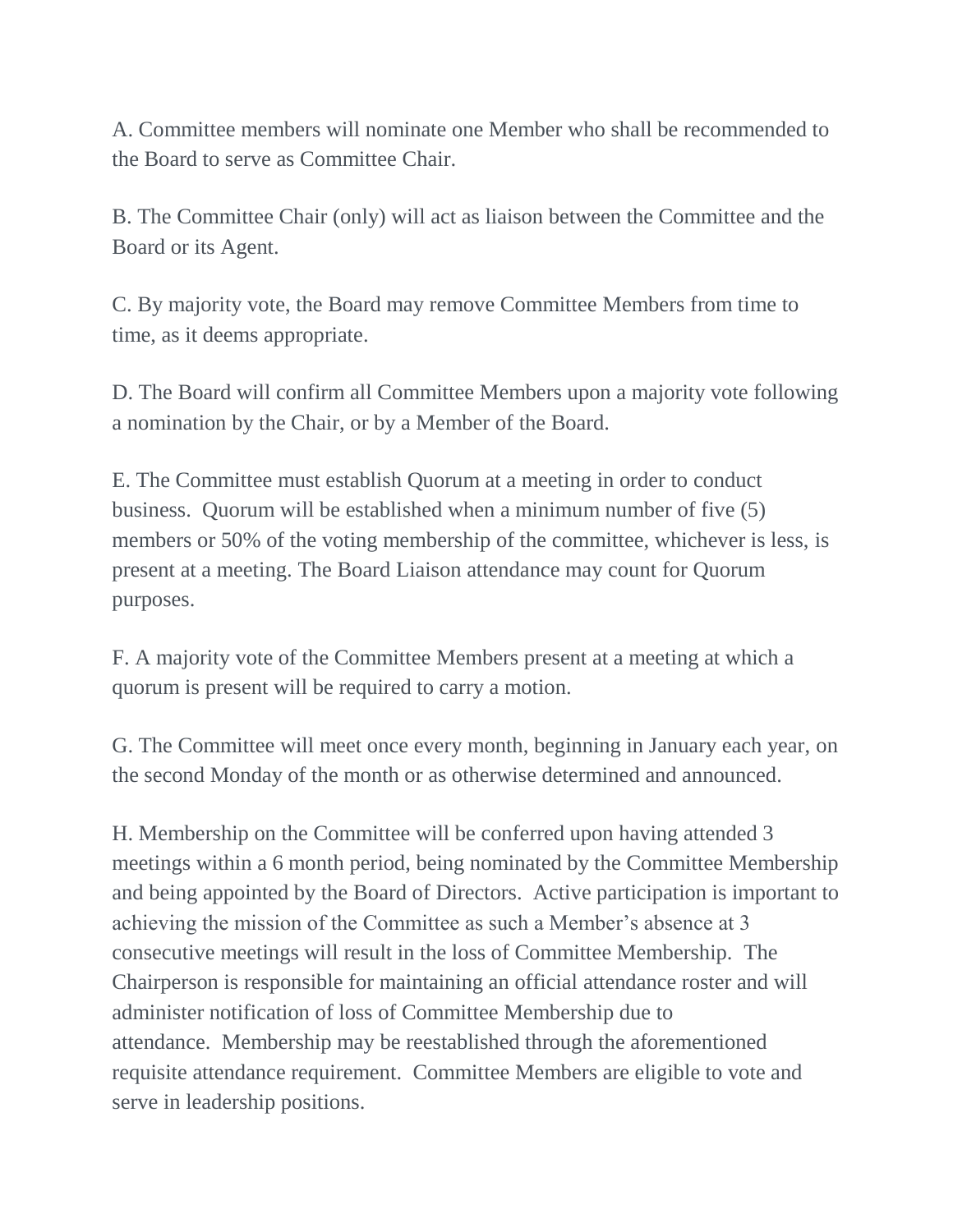A. Committee members will nominate one Member who shall be recommended to the Board to serve as Committee Chair.

B. The Committee Chair (only) will act as liaison between the Committee and the Board or its Agent.

C. By majority vote, the Board may remove Committee Members from time to time, as it deems appropriate.

D. The Board will confirm all Committee Members upon a majority vote following a nomination by the Chair, or by a Member of the Board.

E. The Committee must establish Quorum at a meeting in order to conduct business. Quorum will be established when a minimum number of five (5) members or 50% of the voting membership of the committee, whichever is less, is present at a meeting. The Board Liaison attendance may count for Quorum purposes.

F. A majority vote of the Committee Members present at a meeting at which a quorum is present will be required to carry a motion.

G. The Committee will meet once every month, beginning in January each year, on the second Monday of the month or as otherwise determined and announced.

H. Membership on the Committee will be conferred upon having attended 3 meetings within a 6 month period, being nominated by the Committee Membership and being appointed by the Board of Directors. Active participation is important to achieving the mission of the Committee as such a Member's absence at 3 consecutive meetings will result in the loss of Committee Membership. The Chairperson is responsible for maintaining an official attendance roster and will administer notification of loss of Committee Membership due to attendance. Membership may be reestablished through the aforementioned requisite attendance requirement. Committee Members are eligible to vote and serve in leadership positions.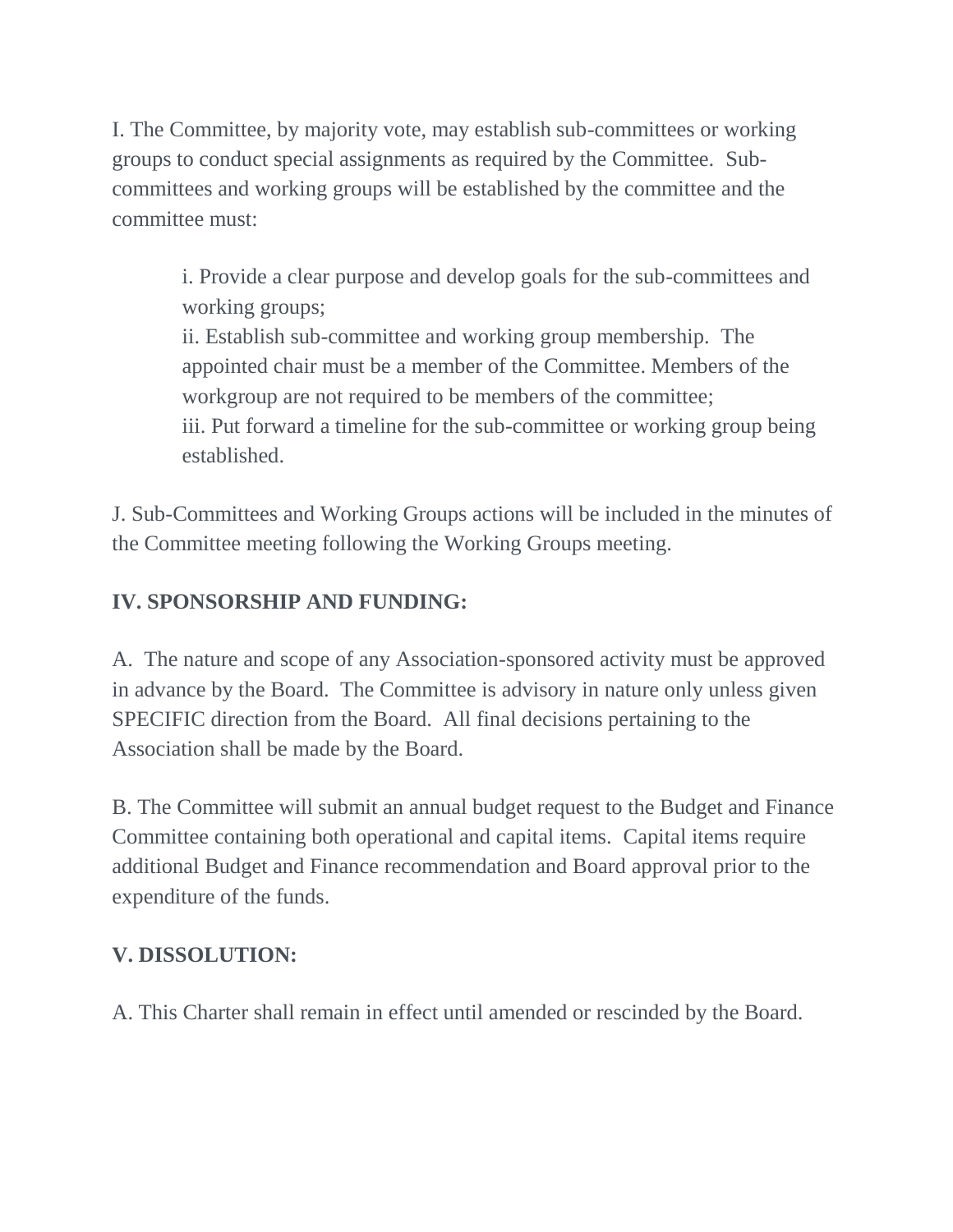I. The Committee, by majority vote, may establish sub-committees or working groups to conduct special assignments as required by the Committee. Sub-committees and working groups will be established by the committee and the committee must:

> i. Provide a clear purpose and develop goals for the sub-committees and working groups;
> ii. Establish sub-committee and working group membership. The appointed chair must be a member of the Committee. Members of the workgroup are not required to be members of the committee;
> iii. Put forward a timeline for the sub-committee or working group being established.

J. Sub-Committees and Working Groups actions will be included in the minutes of the Committee meeting following the Working Groups meeting.

## IV. SPONSORSHIP AND FUNDING:

A. The nature and scope of any Association-sponsored activity must be approved in advance by the Board. The Committee is advisory in nature only unless given SPECIFIC direction from the Board. All final decisions pertaining to the Association shall be made by the Board.

B. The Committee will submit an annual budget request to the Budget and Finance Committee containing both operational and capital items. Capital items require additional Budget and Finance recommendation and Board approval prior to the expenditure of the funds.

## V. DISSOLUTION:

A. This Charter shall remain in effect until amended or rescinded by the Board.